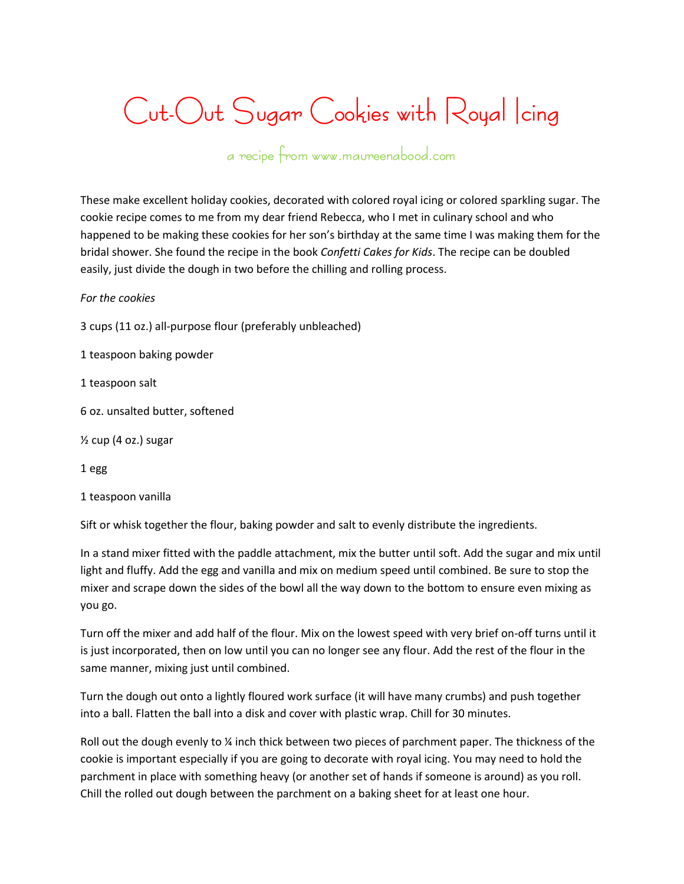# Cut-Out Sugar Cookies with Royal Icing

a recipe from www.maureenabood.com

These make excellent holiday cookies, decorated with colored royal icing or colored sparkling sugar. The cookie recipe comes to me from my dear friend Rebecca, who I met in culinary school and who happened to be making these cookies for her son's birthday at the same time I was making them for the bridal shower. She found the recipe in the book *Confetti Cakes for Kids*. The recipe can be doubled easily, just divide the dough in two before the chilling and rolling process.

*For the cookies*

3 cups (11 oz.) all-purpose flour (preferably unbleached)

1 teaspoon baking powder

1 teaspoon salt

6 oz. unsalted butter, softened

½ cup (4 oz.) sugar

1 egg

1 teaspoon vanilla

Sift or whisk together the flour, baking powder and salt to evenly distribute the ingredients.

In a stand mixer fitted with the paddle attachment, mix the butter until soft. Add the sugar and mix until light and fluffy. Add the egg and vanilla and mix on medium speed until combined. Be sure to stop the mixer and scrape down the sides of the bowl all the way down to the bottom to ensure even mixing as you go.

Turn off the mixer and add half of the flour. Mix on the lowest speed with very brief on-off turns until it is just incorporated, then on low until you can no longer see any flour. Add the rest of the flour in the same manner, mixing just until combined.

Turn the dough out onto a lightly floured work surface (it will have many crumbs) and push together into a ball. Flatten the ball into a disk and cover with plastic wrap. Chill for 30 minutes.

Roll out the dough evenly to ¼ inch thick between two pieces of parchment paper. The thickness of the cookie is important especially if you are going to decorate with royal icing. You may need to hold the parchment in place with something heavy (or another set of hands if someone is around) as you roll. Chill the rolled out dough between the parchment on a baking sheet for at least one hour.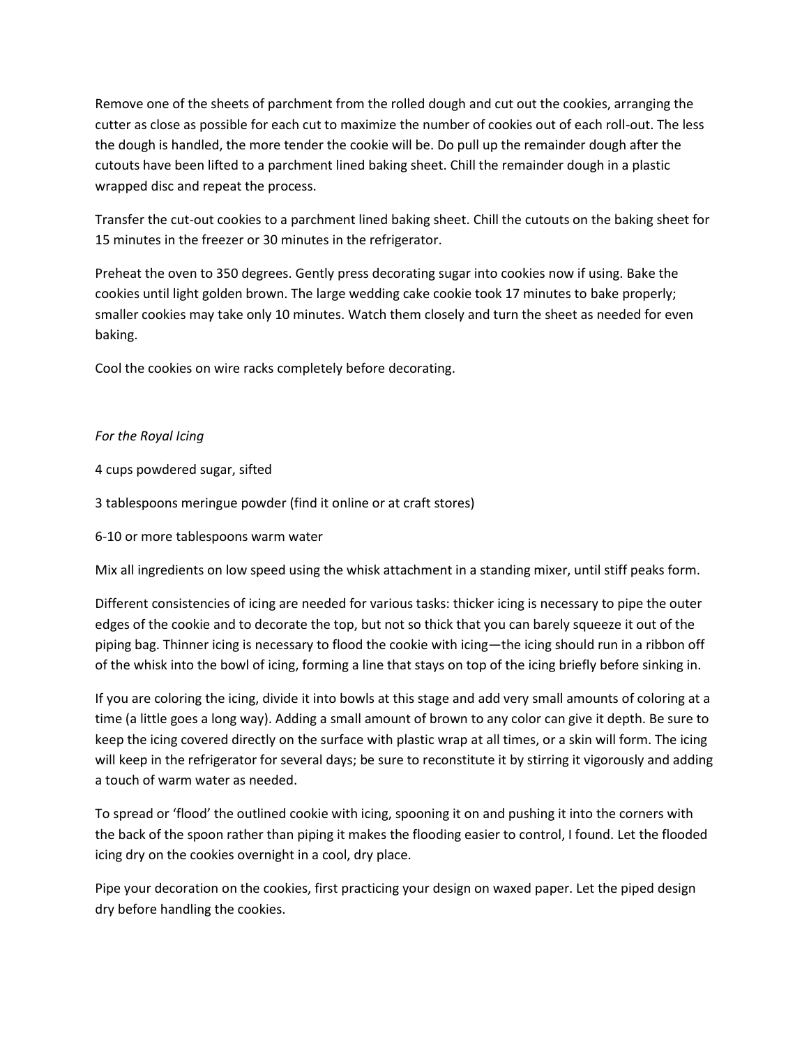Remove one of the sheets of parchment from the rolled dough and cut out the cookies, arranging the cutter as close as possible for each cut to maximize the number of cookies out of each roll-out. The less the dough is handled, the more tender the cookie will be. Do pull up the remainder dough after the cutouts have been lifted to a parchment lined baking sheet. Chill the remainder dough in a plastic wrapped disc and repeat the process.

Transfer the cut-out cookies to a parchment lined baking sheet. Chill the cutouts on the baking sheet for 15 minutes in the freezer or 30 minutes in the refrigerator.

Preheat the oven to 350 degrees. Gently press decorating sugar into cookies now if using. Bake the cookies until light golden brown. The large wedding cake cookie took 17 minutes to bake properly; smaller cookies may take only 10 minutes. Watch them closely and turn the sheet as needed for even baking.

Cool the cookies on wire racks completely before decorating.

*For the Royal Icing*

4 cups powdered sugar, sifted

3 tablespoons meringue powder (find it online or at craft stores)

6-10 or more tablespoons warm water

Mix all ingredients on low speed using the whisk attachment in a standing mixer, until stiff peaks form.

Different consistencies of icing are needed for various tasks: thicker icing is necessary to pipe the outer edges of the cookie and to decorate the top, but not so thick that you can barely squeeze it out of the piping bag. Thinner icing is necessary to flood the cookie with icing—the icing should run in a ribbon off of the whisk into the bowl of icing, forming a line that stays on top of the icing briefly before sinking in.

If you are coloring the icing, divide it into bowls at this stage and add very small amounts of coloring at a time (a little goes a long way). Adding a small amount of brown to any color can give it depth. Be sure to keep the icing covered directly on the surface with plastic wrap at all times, or a skin will form. The icing will keep in the refrigerator for several days; be sure to reconstitute it by stirring it vigorously and adding a touch of warm water as needed.

To spread or 'flood' the outlined cookie with icing, spooning it on and pushing it into the corners with the back of the spoon rather than piping it makes the flooding easier to control, I found. Let the flooded icing dry on the cookies overnight in a cool, dry place.

Pipe your decoration on the cookies, first practicing your design on waxed paper. Let the piped design dry before handling the cookies.